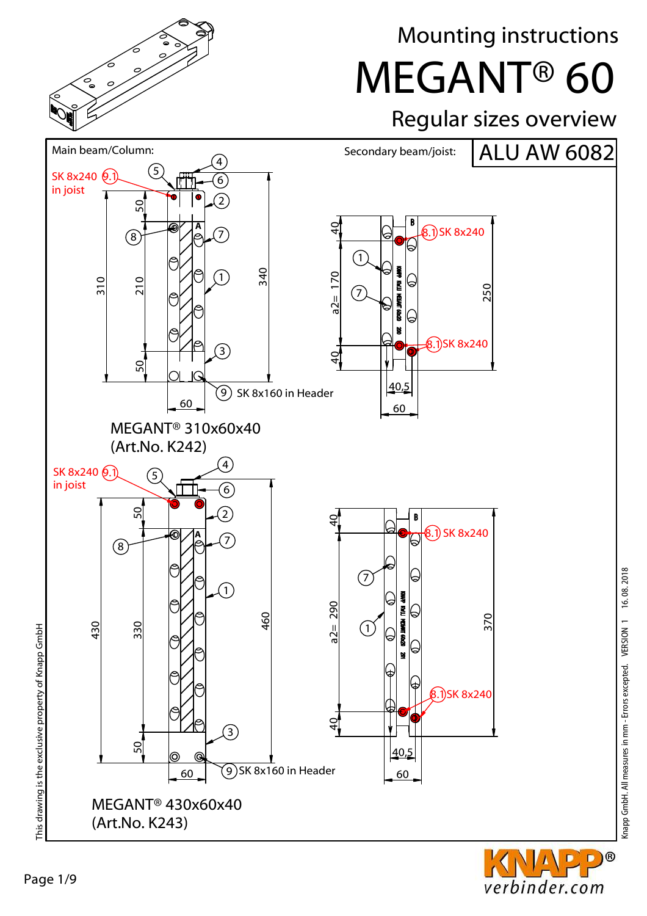# Mounting instructions

# MEGANT® 60

## Regular sizes overview

Main beam/Column:

Secondary beam/joist: **ALU AW 6082**

SK 8x240 (9.1) in joist

(8.1) SK 8x240

(9) SK 8x160 in Header

MEGANT® 310x60x40 (Art.No. K242)

SK 8x240 (9.1) in joist

(8.1) SK 8x240

(9) SK 8x160 in Header

MEGANT® 430x60x40 (Art.No. K243)

This drawing is the exclusive property of Knapp GmbH

Knapp GmbH. All measures in mm - Errors excepted. VERSION 1 16.08.2018

KNAPP® verbinder.com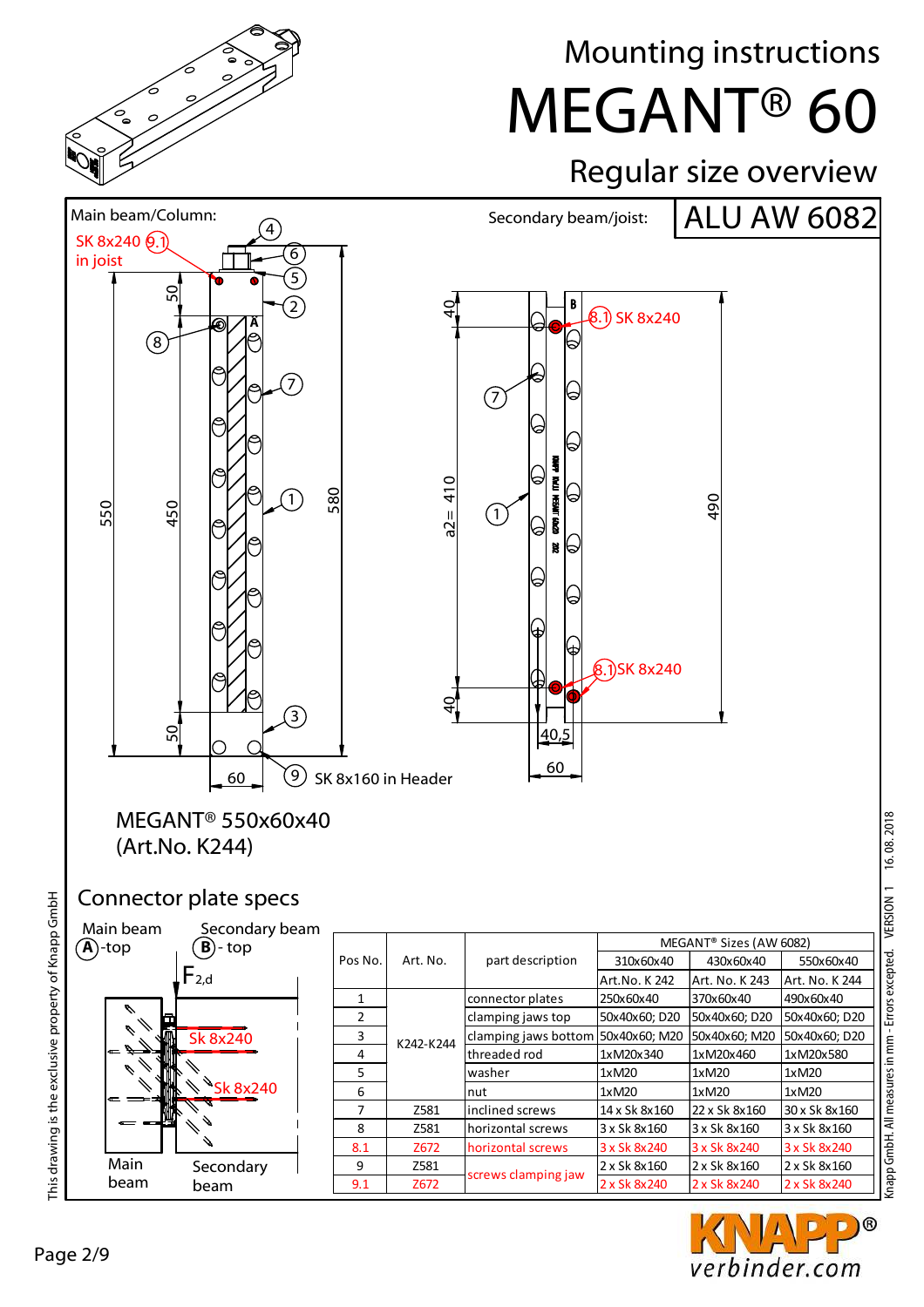# Mounting instructions

# MEGANT® 60

## Regular size overview

Main beam/Column:

Secondary beam/joist: **ALU AW 6082**

SK 8x240 (9.1) in joist

(8.1) SK 8x240

(9) SK 8x160 in Header

MEGANT® 550x60x40
(Art.No. K244)

## Connector plate specs

Main beam (A)-top

Secondary beam (B) - top

$F_{2,d}$

Sk 8x240

Sk 8x240

Main beam

Secondary beam

| Pos No. | Art. No. | part description | MEGANT® Sizes (AW 6082) | | |
|---|---|---|---|---|---|
| | | | 310x60x40 | 430x60x40 | 550x60x40 |
| | | | Art.No. K 242 | Art. No. K 243 | Art. No. K 244 |
| 1 | K242-K244 | connector plates | 250x60x40 | 370x60x40 | 490x60x40 |
| 2 | | clamping jaws top | 50x40x60; D20 | 50x40x60; D20 | 50x40x60; D20 |
| 3 | | clamping jaws bottom | 50x40x60; M20 | 50x40x60; M20 | 50x40x60; D20 |
| 4 | | threaded rod | 1xM20x340 | 1xM20x460 | 1xM20x580 |
| 5 | | washer | 1xM20 | 1xM20 | 1xM20 |
| 6 | | nut | 1xM20 | 1xM20 | 1xM20 |
| 7 | Z581 | inclined screws | 14 x Sk 8x160 | 22 x Sk 8x160 | 30 x Sk 8x160 |
| 8 | Z581 | horizontal screws | 3 x Sk 8x160 | 3 x Sk 8x160 | 3 x Sk 8x160 |
| 8.1 | Z672 | horizontal screws | 3 x Sk 8x240 | 3 x Sk 8x240 | 3 x Sk 8x240 |
| 9 | Z581 | screws clamping jaw | 2 x Sk 8x160 | 2 x Sk 8x160 | 2 x Sk 8x160 |
| 9.1 | Z672 | | 2 x Sk 8x240 | 2 x Sk 8x240 | 2 x Sk 8x240 |

This drawing is the exclusive property of Knapp GmbH

Knapp GmbH. All measures in mm - Errors excepted. VERSION 1 16.08.2018

KNAPP® verbinder.com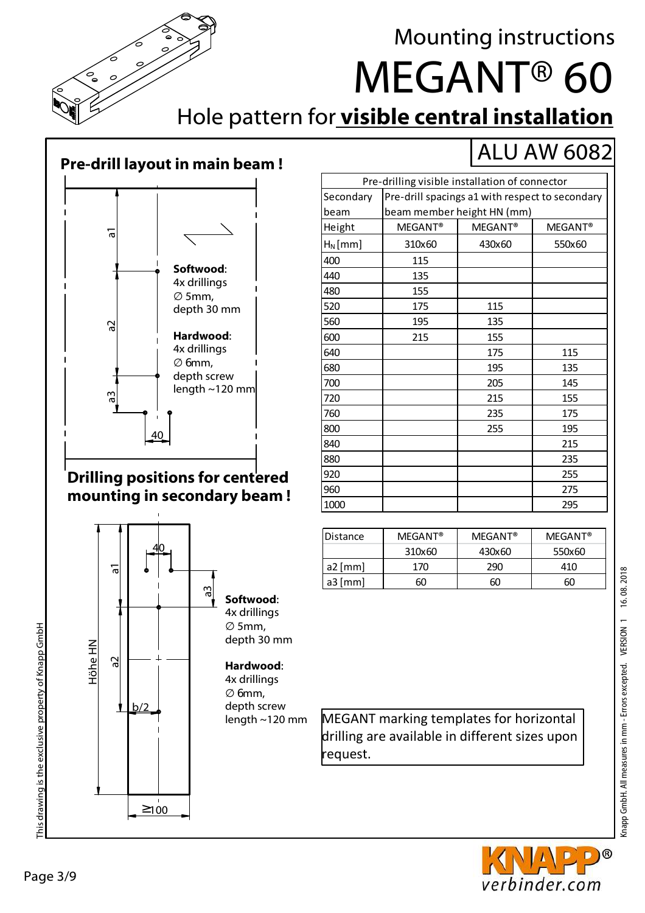# Mounting instructions

# MEGANT® 60

## Hole pattern for **visible central installation**

ALU AW 6082

**Pre-drill layout in main beam !**

a1

a2

a3

40

**Softwood**:
4x drillings
∅ 5mm,
depth 30 mm

**Hardwood**:
4x drillings
∅ 6mm,
depth screw
length ~120 mm

**Drilling positions for centered mounting in secondary beam !**

40

a1

a3

a2

Höhe HN

b/2

≥100

**Softwood**:
4x drillings
∅ 5mm,
depth 30 mm

**Hardwood**:
4x drillings
∅ 6mm,
depth screw
length ~120 mm

| Pre-drilling visible installation of connector | | | |
|---|---|---|---|
| Secondary beam | Pre-drill spacings a1 with respect to secondary beam member height HN (mm) | | |
| Height | MEGANT® | MEGANT® | MEGANT® |
| $H_N$ [mm] | 310x60 | 430x60 | 550x60 |
| 400 | 115 | | |
| 440 | 135 | | |
| 480 | 155 | | |
| 520 | 175 | 115 | |
| 560 | 195 | 135 | |
| 600 | 215 | 155 | |
| 640 | | 175 | 115 |
| 680 | | 195 | 135 |
| 700 | | 205 | 145 |
| 720 | | 215 | 155 |
| 760 | | 235 | 175 |
| 800 | | 255 | 195 |
| 840 | | | 215 |
| 880 | | | 235 |
| 920 | | | 255 |
| 960 | | | 275 |
| 1000 | | | 295 |

| Distance | MEGANT® | MEGANT® | MEGANT® |
|---|---|---|---|
| | 310x60 | 430x60 | 550x60 |
| a2 [mm] | 170 | 290 | 410 |
| a3 [mm] | 60 | 60 | 60 |

MEGANT marking templates for horizontal drilling are available in different sizes upon request.

This drawing is the exclusive property of Knapp GmbH

Knapp GmbH. All measures in mm - Errors excepted. VERSION 1 16.08.2018

KNAPP® verbinder.com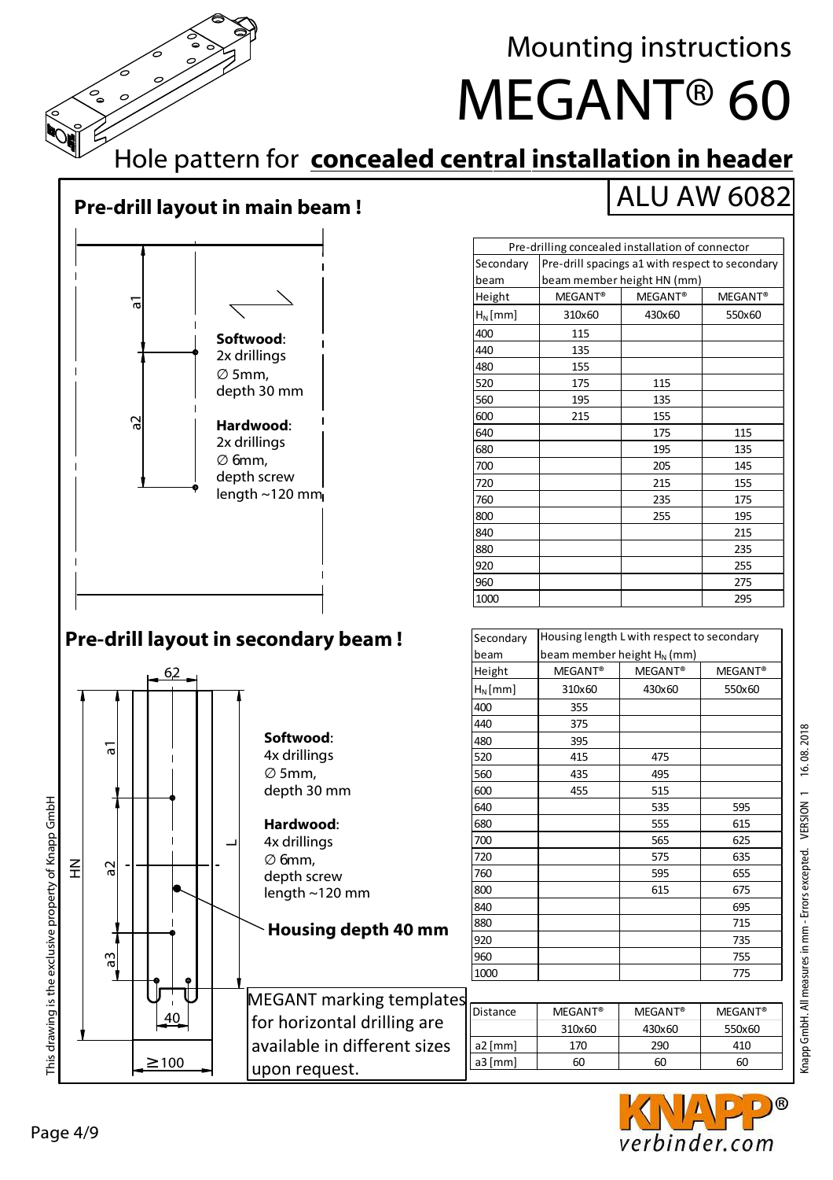# Mounting instructions

# MEGANT® 60

## Hole pattern for **concealed central installation in header**

ALU AW 6082

### Pre-drill layout in main beam !

a1

a2

**Softwood**:
2x drillings
∅ 5mm,
depth 30 mm

**Hardwood**:
2x drillings
∅ 6mm,
depth screw
length ~120 mm

| Pre-drilling concealed installation of connector | | | |
|---|---|---|---|
| Secondary beam | Pre-drill spacings a1 with respect to secondary beam member height HN (mm) | | |
| Height | MEGANT® | MEGANT® | MEGANT® |
| $H_N$ [mm] | 310x60 | 430x60 | 550x60 |
| 400 | 115 | | |
| 440 | 135 | | |
| 480 | 155 | | |
| 520 | 175 | 115 | |
| 560 | 195 | 135 | |
| 600 | 215 | 155 | |
| 640 | | 175 | 115 |
| 680 | | 195 | 135 |
| 700 | | 205 | 145 |
| 720 | | 215 | 155 |
| 760 | | 235 | 175 |
| 800 | | 255 | 195 |
| 840 | | | 215 |
| 880 | | | 235 |
| 920 | | | 255 |
| 960 | | | 275 |
| 1000 | | | 295 |

### Pre-drill layout in secondary beam !

62

a1

a2

a3

HN

L

40

≥100

**Softwood**:
4x drillings
∅ 5mm,
depth 30 mm

**Hardwood**:
4x drillings
∅ 6mm,
depth screw
length ~120 mm

**Housing depth 40 mm**

MEGANT marking templates for horizontal drilling are available in different sizes upon request.

| Secondary beam | Housing length L with respect to secondary beam member height $H_N$ (mm) | | |
|---|---|---|---|
| Height | MEGANT® | MEGANT® | MEGANT® |
| $H_N$ [mm] | 310x60 | 430x60 | 550x60 |
| 400 | 355 | | |
| 440 | 375 | | |
| 480 | 395 | | |
| 520 | 415 | 475 | |
| 560 | 435 | 495 | |
| 600 | 455 | 515 | |
| 640 | | 535 | 595 |
| 680 | | 555 | 615 |
| 700 | | 565 | 625 |
| 720 | | 575 | 635 |
| 760 | | 595 | 655 |
| 800 | | 615 | 675 |
| 840 | | | 695 |
| 880 | | | 715 |
| 920 | | | 735 |
| 960 | | | 755 |
| 1000 | | | 775 |

| Distance | MEGANT® | MEGANT® | MEGANT® |
|---|---|---|---|
| | 310x60 | 430x60 | 550x60 |
| a2 [mm] | 170 | 290 | 410 |
| a3 [mm] | 60 | 60 | 60 |

This drawing is the exclusive property of Knapp GmbH

Knapp GmbH. All measures in mm - Errors excepted. VERSION 1 16.08.2018

KNAPP® verbinder.com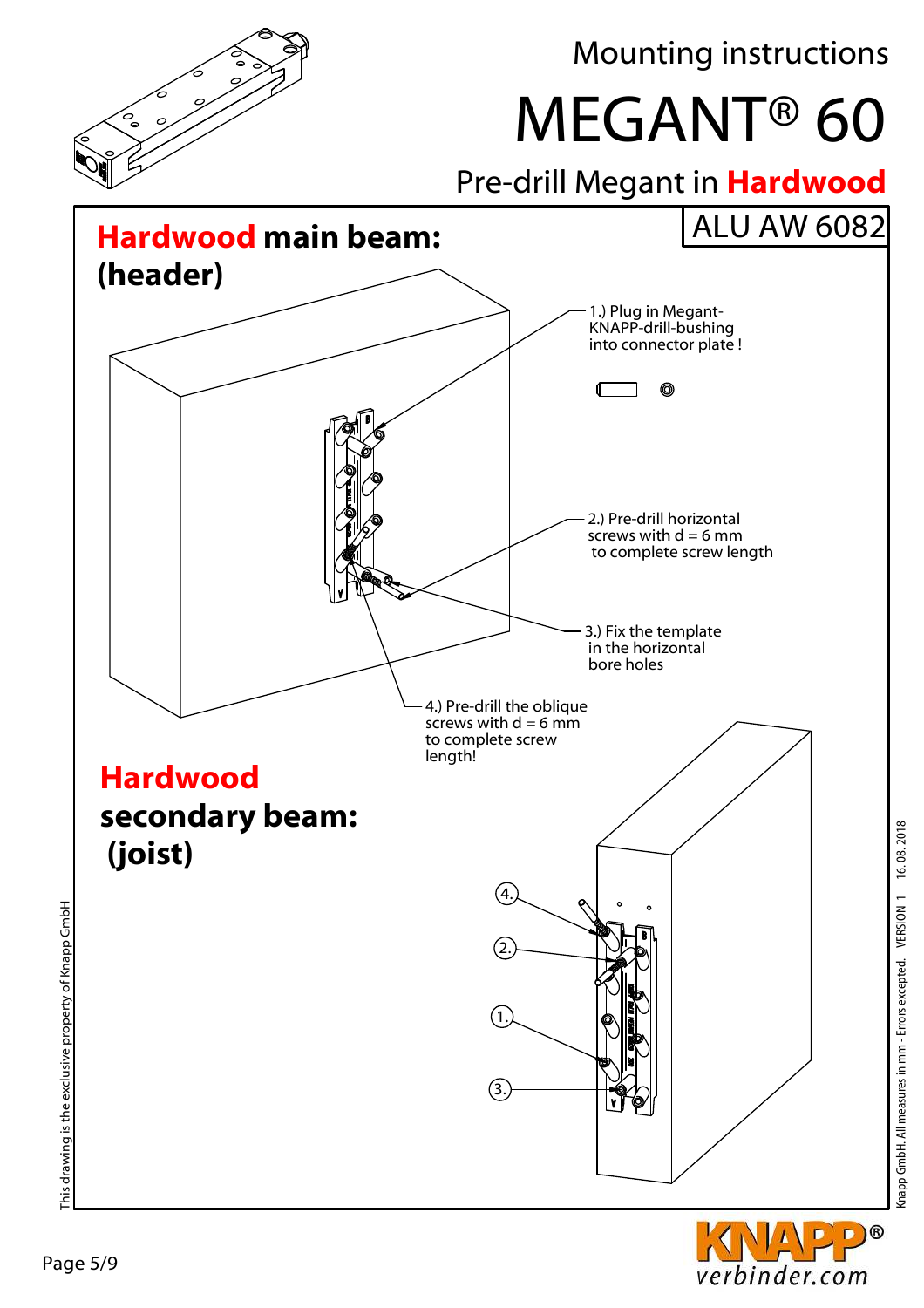Mounting instructions

# MEGANT® 60

## Pre-drill Megant in Hardwood

ALU AW 6082

## Hardwood main beam: (header)

1.) Plug in Megant-KNAPP-drill-bushing into connector plate !

2.) Pre-drill horizontal screws with d = 6 mm to complete screw length

3.) Fix the template in the horizontal bore holes

4.) Pre-drill the oblique screws with d = 6 mm to complete screw length!

## Hardwood secondary beam: (joist)

4.

2.

1.

3.

This drawing is the exclusive property of Knapp GmbH

Knapp GmbH. All measures in mm - Errors excepted. VERSION 1 16. 08. 2018

KNAPP® verbinder.com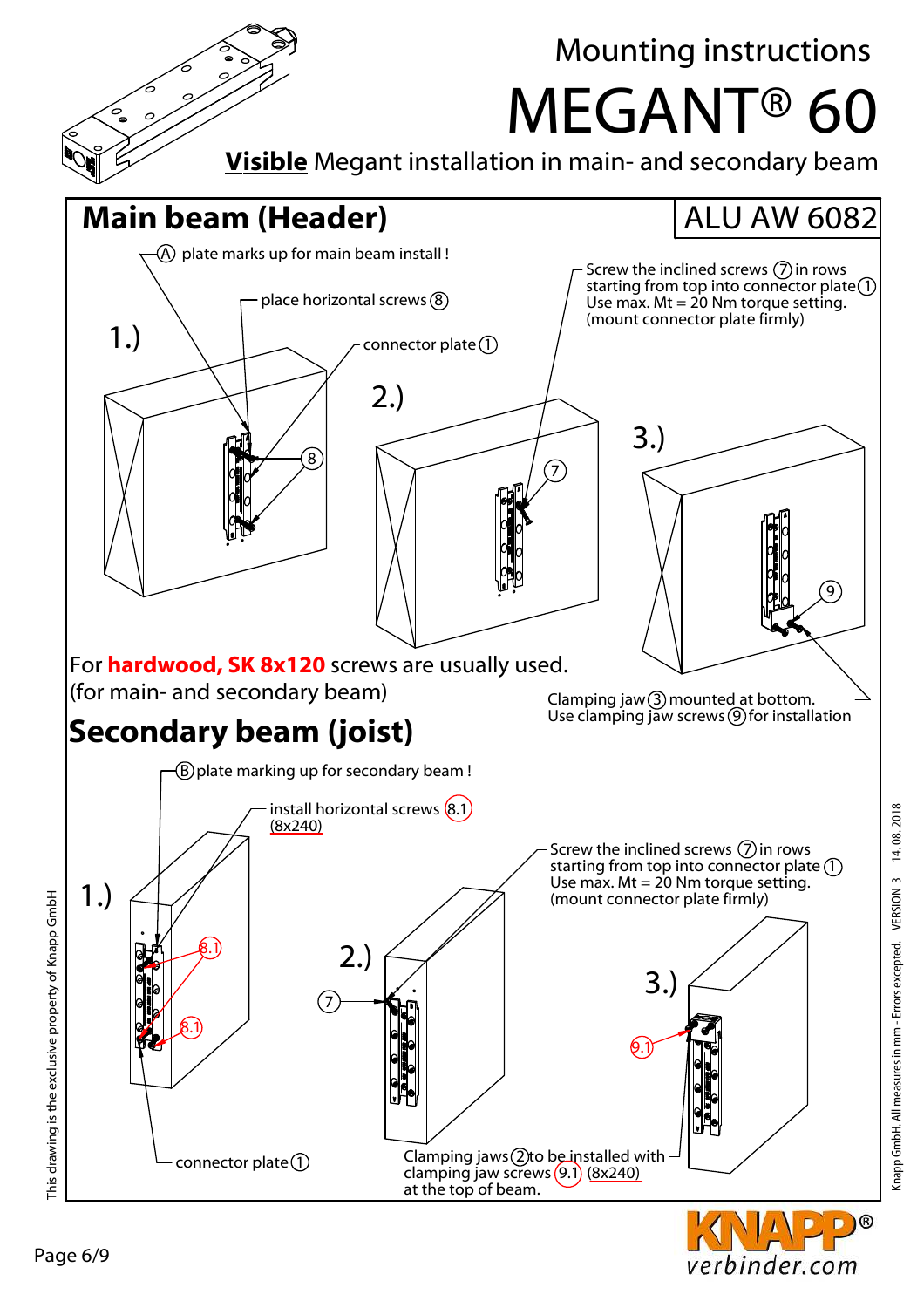# Mounting instructions

# MEGANT® 60

**Visible** Megant installation in main- and secondary beam

## Main beam (Header)

ALU AW 6082

1.)

Ⓐ plate marks up for main beam install !

place horizontal screws ⑧

connector plate ①

2.)

Screw the inclined screws ⑦ in rows starting from top into connector plate ① Use max. Mt = 20 Nm torque setting. (mount connector plate firmly)

3.)

Clamping jaw ③ mounted at bottom. Use clamping jaw screws ⑨ for installation

For **hardwood, SK 8x120** screws are usually used. (for main- and secondary beam)

## Secondary beam (joist)

1.)

Ⓑ plate marking up for secondary beam !

install horizontal screws 8.1 (8x240)

connector plate ①

2.)

Screw the inclined screws ⑦ in rows starting from top into connector plate ① Use max. Mt = 20 Nm torque setting. (mount connector plate firmly)

3.)

Clamping jaws ② to be installed with clamping jaw screws 9.1 (8x240) at the top of beam.

This drawing is the exclusive property of Knapp GmbH

Knapp GmbH. All measures in mm - Errors excepted. VERSION 3 14. 08. 2018

KNAPP® verbinder.com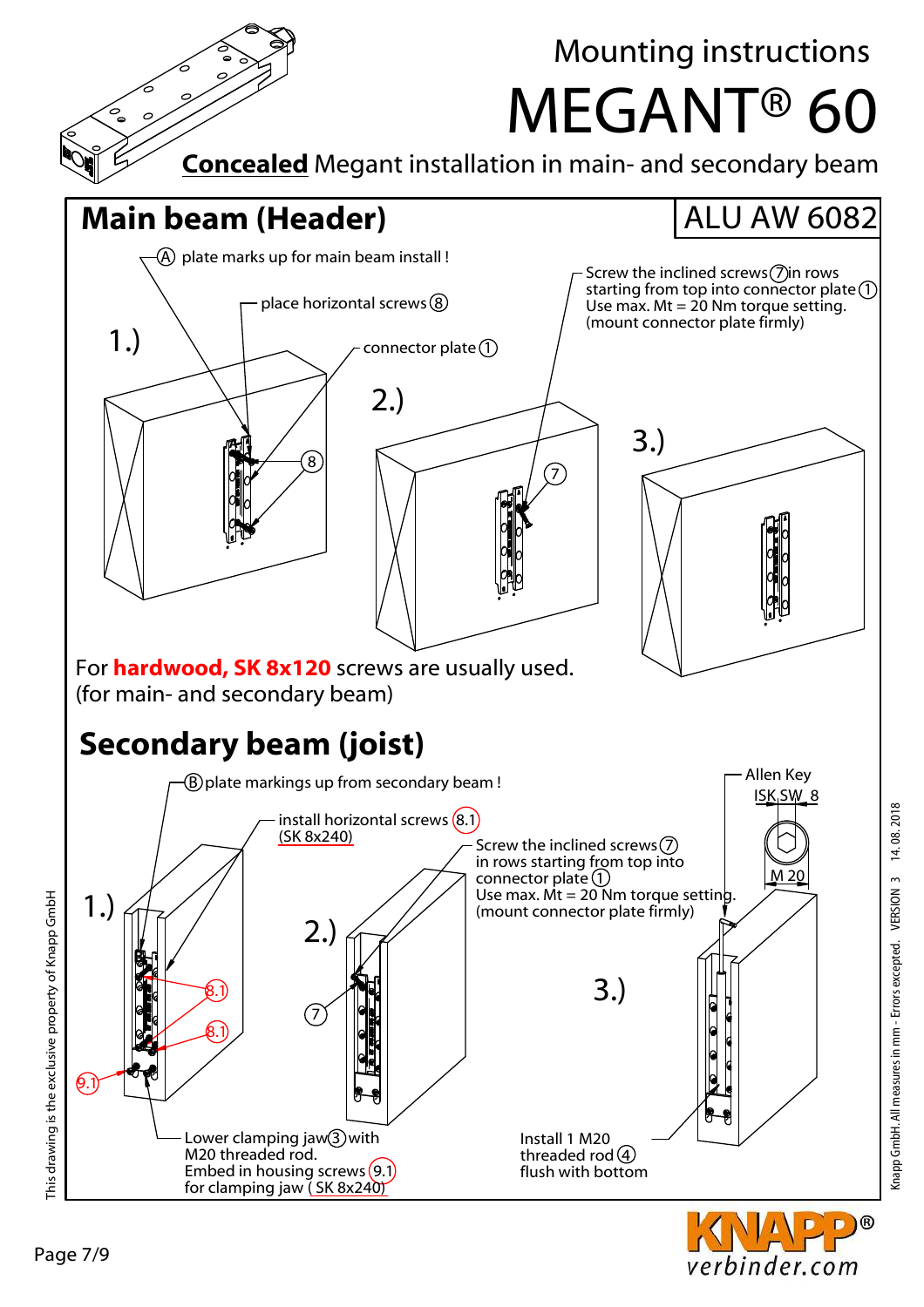# Mounting instructions

# MEGANT® 60

**Concealed** Megant installation in main- and secondary beam

## Main beam (Header)

ALU AW 6082

Ⓐ plate marks up for main beam install !

place horizontal screws ⑧

connector plate ①

Screw the inclined screws ⑦ in rows starting from top into connector plate ①
Use max. Mt = 20 Nm torque setting.
(mount connector plate firmly)

1.)

2.)

3.)

For **hardwood, SK 8x120** screws are usually used.
(for main- and secondary beam)

## Secondary beam (joist)

Ⓑ plate markings up from secondary beam !

install horizontal screws (8.1)
(SK 8x240)

Screw the inclined screws ⑦
in rows starting from top into connector plate ①
Use max. Mt = 20 Nm torque setting.
(mount connector plate firmly)

Allen Key
ISK SW 8

M 20

1.)

2.)

3.)

Lower clamping jaw ③ with M20 threaded rod.
Embed in housing screws (9.1)
for clamping jaw ( SK 8x240)

Install 1 M20 threaded rod ④ flush with bottom

This drawing is the exclusive property of Knapp GmbH

Knapp GmbH. All measures in mm - Errors excepted. VERSION 3 14. 08. 2018

KNAPP®
verbinder.com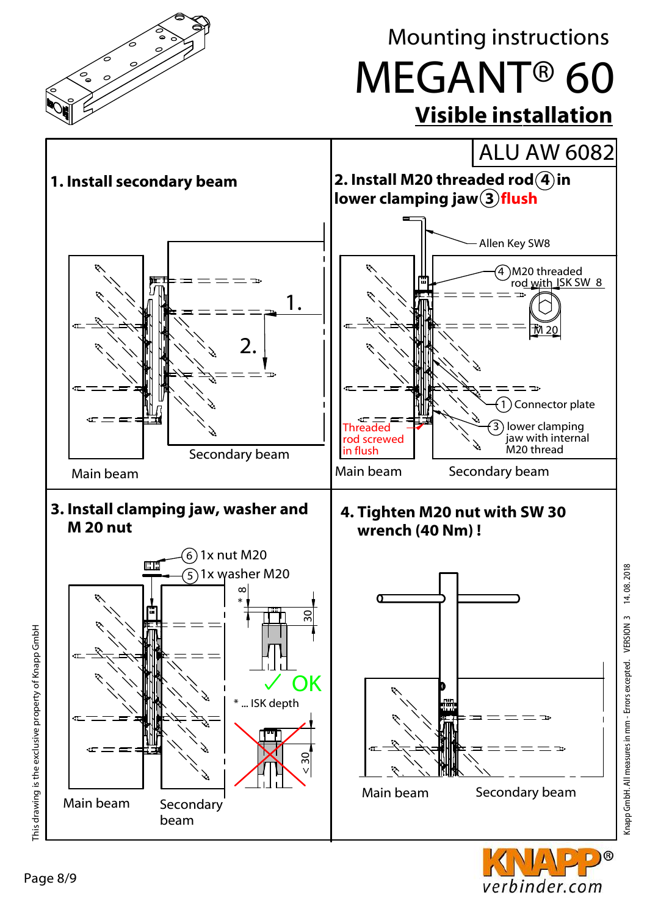# Mounting instructions

# MEGANT® 60

## Visible installation

ALU AW 6082

### 1. Install secondary beam

1.

2.

Secondary beam

Main beam

### 2. Install M20 threaded rod (4) in lower clamping jaw (3) flush

Allen Key SW8

(4) M20 threaded rod with ISK SW 8

M 20

(1) Connector plate

(3) lower clamping jaw with internal M20 thread

Threaded rod screwed in flush

Main beam

Secondary beam

### 3. Install clamping jaw, washer and M 20 nut

(6) 1x nut M20

(5) 1x washer M20

8 *

30

✓ OK

* ... ISK depth

< 30

Main beam

Secondary beam

### 4. Tighten M20 nut with SW 30 wrench (40 Nm) !

Main beam

Secondary beam

This drawing is the exclusive property of Knapp GmbH

Knapp GmbH. All measures in mm - Errors excepted. VERSION 3 14. 08. 2018

KNAPP® verbinder.com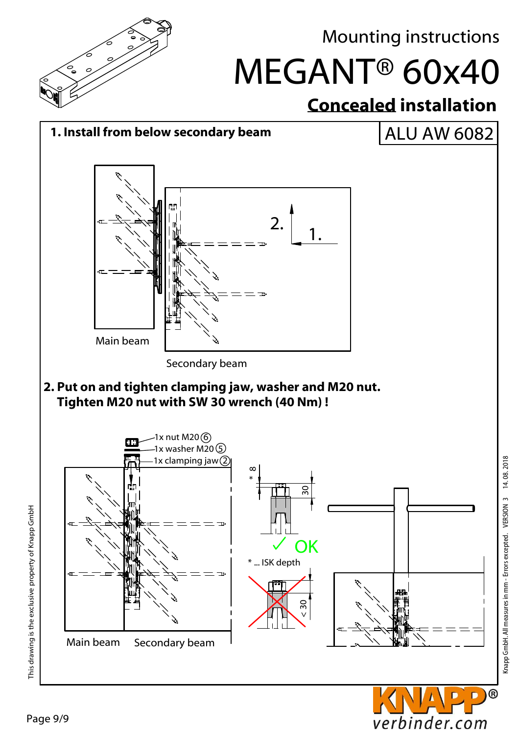Mounting instructions

# MEGANT® 60x40

## Concealed installation

### 1. Install from below secondary beam

ALU AW 6082

2.

1.

Main beam

Secondary beam

### 2. Put on and tighten clamping jaw, washer and M20 nut. Tighten M20 nut with SW 30 wrench (40 Nm) !

1x nut M20 ⑥

1x washer M20 ⑤

1x clamping jaw ②

Main beam

Secondary beam

\* 8

30

✓ OK

\* ... ISK depth

< 30

This drawing is the exclusive property of Knapp GmbH

Knapp GmbH. All measures in mm - Errors excepted. VERSION 3 14. 08. 2018

KNAPP®
verbinder.com